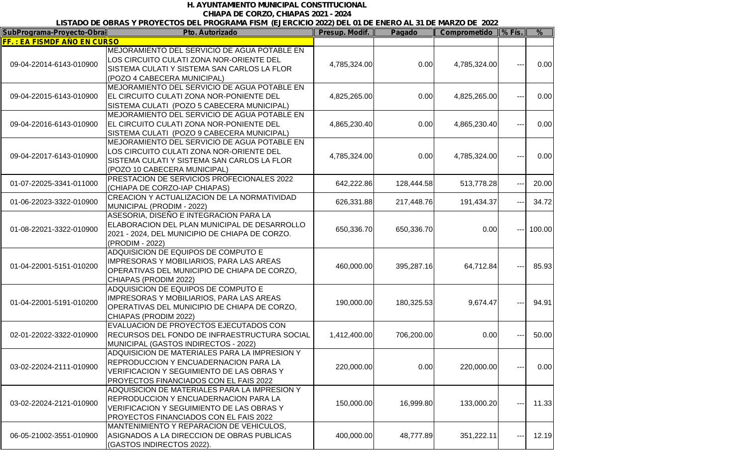**H. AYUNTAMIENTO MUNICIPAL CONSTITUCIONAL**

**CHIAPA DE CORZO, CHIAPAS 2021 - 2024**

**LISTADO DE OBRAS Y PROYECTOS DEL PROGRAMA FISM (EJERCICIO 2022) DEL 01 DE ENERO AL 31 DE MARZO DE 2022**

| SubPrograma-Proyecto-Obra | Pto. Autorizado | Presup. Modif. | Pagado | Comprometido | % Fís. | % |
|---|---|---|---|---|---|---|
| **FF. : EA FISMDF AÑO EN CURSO** | | | | | | |
| 09-04-22014-6143-010900 | MEJORAMIENTO DEL SERVICIO DE AGUA POTABLE EN LOS CIRCUITO CULATI ZONA NOR-ORIENTE DEL SISTEMA CULATI Y SISTEMA SAN CARLOS LA FLOR (POZO 4 CABECERA MUNICIPAL) | 4,785,324.00 | 0.00 | 4,785,324.00 | --- | 0.00 |
| 09-04-22015-6143-010900 | MEJORAMIENTO DEL SERVICIO DE AGUA POTABLE EN EL CIRCUITO CULATI ZONA NOR-PONIENTE DEL SISTEMA CULATI (POZO 5 CABECERA MUNICIPAL) | 4,825,265.00 | 0.00 | 4,825,265.00 | --- | 0.00 |
| 09-04-22016-6143-010900 | MEJORAMIENTO DEL SERVICIO DE AGUA POTABLE EN EL CIRCUITO CULATI ZONA NOR-PONIENTE DEL SISTEMA CULATI (POZO 9 CABECERA MUNICIPAL) | 4,865,230.40 | 0.00 | 4,865,230.40 | --- | 0.00 |
| 09-04-22017-6143-010900 | MEJORAMIENTO DEL SERVICIO DE AGUA POTABLE EN LOS CIRCUITO CULATI ZONA NOR-ORIENTE DEL SISTEMA CULATI Y SISTEMA SAN CARLOS LA FLOR (POZO 10 CABECERA MUNICIPAL) | 4,785,324.00 | 0.00 | 4,785,324.00 | --- | 0.00 |
| 01-07-22025-3341-011000 | PRESTACION DE SERVICIOS PROFECIONALES 2022 (CHIAPA DE CORZO-IAP CHIAPAS) | 642,222.86 | 128,444.58 | 513,778.28 | --- | 20.00 |
| 01-06-22023-3322-010900 | CREACION Y ACTUALIZACION DE LA NORMATIVIDAD MUNICIPAL (PRODIM - 2022) | 626,331.88 | 217,448.76 | 191,434.37 | --- | 34.72 |
| 01-08-22021-3322-010900 | ASESORIA, DISEÑO E INTEGRACION PARA LA ELABORACION DEL PLAN MUNICIPAL DE DESARROLLO 2021 - 2024, DEL MUNICIPIO DE CHIAPA DE CORZO. (PRODIM - 2022) | 650,336.70 | 650,336.70 | 0.00 | --- | 100.00 |
| 01-04-22001-5151-010200 | ADQUISICION DE EQUIPOS DE COMPUTO E IMPRESORAS Y MOBILIARIOS, PARA LAS AREAS OPERATIVAS DEL MUNICIPIO DE CHIAPA DE CORZO, CHIAPAS (PRODIM 2022) | 460,000.00 | 395,287.16 | 64,712.84 | --- | 85.93 |
| 01-04-22001-5191-010200 | ADQUISICION DE EQUIPOS DE COMPUTO E IMPRESORAS Y MOBILIARIOS, PARA LAS AREAS OPERATIVAS DEL MUNICIPIO DE CHIAPA DE CORZO, CHIAPAS (PRODIM 2022) | 190,000.00 | 180,325.53 | 9,674.47 | --- | 94.91 |
| 02-01-22022-3322-010900 | EVALUACION DE PROYECTOS EJECUTADOS CON RECURSOS DEL FONDO DE INFRAESTRUCTURA SOCIAL MUNICIPAL (GASTOS INDIRECTOS - 2022) | 1,412,400.00 | 706,200.00 | 0.00 | --- | 50.00 |
| 03-02-22024-2111-010900 | ADQUISICION DE MATERIALES PARA LA IMPRESION Y REPRODUCCION Y ENCUADERNACION PARA LA VERIFICACION Y SEGUIMIENTO DE LAS OBRAS Y PROYECTOS FINANCIADOS CON EL FAIS 2022 | 220,000.00 | 0.00 | 220,000.00 | --- | 0.00 |
| 03-02-22024-2121-010900 | ADQUISICION DE MATERIALES PARA LA IMPRESION Y REPRODUCCION Y ENCUADERNACION PARA LA VERIFICACION Y SEGUIMIENTO DE LAS OBRAS Y PROYECTOS FINANCIADOS CON EL FAIS 2022 | 150,000.00 | 16,999.80 | 133,000.20 | --- | 11.33 |
| 06-05-21002-3551-010900 | MANTENIMIENTO Y REPARACION DE VEHICULOS, ASIGNADOS A LA DIRECCION DE OBRAS PUBLICAS (GASTOS INDIRECTOS 2022). | 400,000.00 | 48,777.89 | 351,222.11 | --- | 12.19 |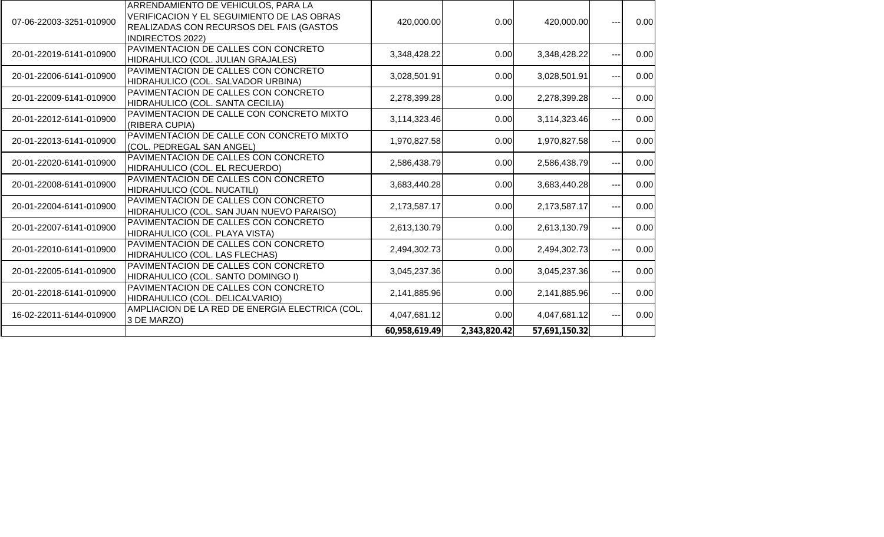| | | | | | | |
|---|---|---|---|---|---|---|
| 07-06-22003-3251-010900 | ARRENDAMIENTO DE VEHICULOS, PARA LA VERIFICACION Y EL SEGUIMIENTO DE LAS OBRAS REALIZADAS CON RECURSOS DEL FAIS (GASTOS INDIRECTOS 2022) | 420,000.00 | 0.00 | 420,000.00 | --- | 0.00 |
| 20-01-22019-6141-010900 | PAVIMENTACION DE CALLES CON CONCRETO HIDRAHULICO (COL. JULIAN GRAJALES) | 3,348,428.22 | 0.00 | 3,348,428.22 | --- | 0.00 |
| 20-01-22006-6141-010900 | PAVIMENTACION DE CALLES CON CONCRETO HIDRAHULICO (COL. SALVADOR URBINA) | 3,028,501.91 | 0.00 | 3,028,501.91 | --- | 0.00 |
| 20-01-22009-6141-010900 | PAVIMENTACION DE CALLES CON CONCRETO HIDRAHULICO (COL. SANTA CECILIA) | 2,278,399.28 | 0.00 | 2,278,399.28 | --- | 0.00 |
| 20-01-22012-6141-010900 | PAVIMENTACION DE CALLE CON CONCRETO MIXTO (RIBERA CUPIA) | 3,114,323.46 | 0.00 | 3,114,323.46 | --- | 0.00 |
| 20-01-22013-6141-010900 | PAVIMENTACION DE CALLE CON CONCRETO MIXTO (COL. PEDREGAL SAN ANGEL) | 1,970,827.58 | 0.00 | 1,970,827.58 | --- | 0.00 |
| 20-01-22020-6141-010900 | PAVIMENTACION DE CALLES CON CONCRETO HIDRAHULICO (COL. EL RECUERDO) | 2,586,438.79 | 0.00 | 2,586,438.79 | --- | 0.00 |
| 20-01-22008-6141-010900 | PAVIMENTACION DE CALLES CON CONCRETO HIDRAHULICO (COL. NUCATILI) | 3,683,440.28 | 0.00 | 3,683,440.28 | --- | 0.00 |
| 20-01-22004-6141-010900 | PAVIMENTACION DE CALLES CON CONCRETO HIDRAHULICO (COL. SAN JUAN NUEVO PARAISO) | 2,173,587.17 | 0.00 | 2,173,587.17 | --- | 0.00 |
| 20-01-22007-6141-010900 | PAVIMENTACION DE CALLES CON CONCRETO HIDRAHULICO (COL. PLAYA VISTA) | 2,613,130.79 | 0.00 | 2,613,130.79 | --- | 0.00 |
| 20-01-22010-6141-010900 | PAVIMENTACION DE CALLES CON CONCRETO HIDRAHULICO (COL. LAS FLECHAS) | 2,494,302.73 | 0.00 | 2,494,302.73 | --- | 0.00 |
| 20-01-22005-6141-010900 | PAVIMENTACION DE CALLES CON CONCRETO HIDRAHULICO (COL. SANTO DOMINGO I) | 3,045,237.36 | 0.00 | 3,045,237.36 | --- | 0.00 |
| 20-01-22018-6141-010900 | PAVIMENTACION DE CALLES CON CONCRETO HIDRAHULICO (COL. DELICALVARIO) | 2,141,885.96 | 0.00 | 2,141,885.96 | --- | 0.00 |
| 16-02-22011-6144-010900 | AMPLIACION DE LA RED DE ENERGIA ELECTRICA (COL. 3 DE MARZO) | 4,047,681.12 | 0.00 | 4,047,681.12 | --- | 0.00 |
| | | **60,958,619.49** | **2,343,820.42** | **57,691,150.32** | | |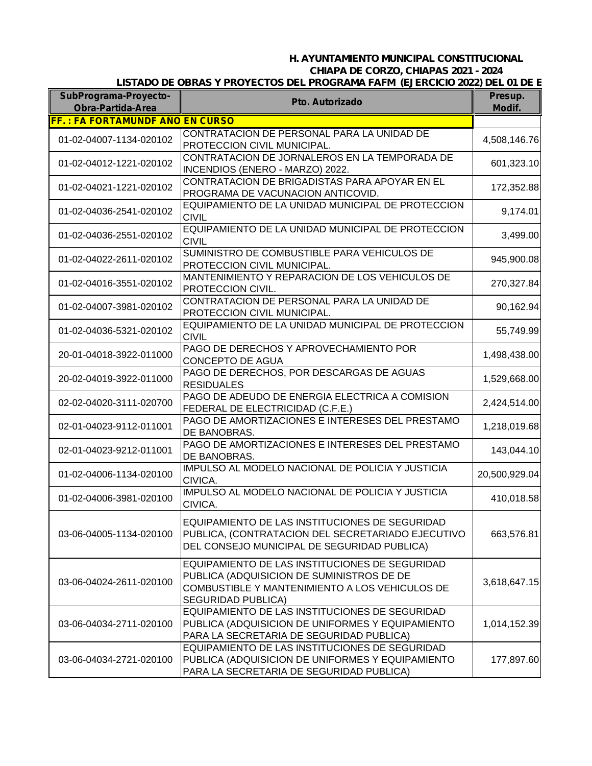**H. AYUNTAMIENTO MUNICIPAL CONSTITUCIONAL**
**CHIAPA DE CORZO, CHIAPAS 2021 - 2024**
**LISTADO DE OBRAS Y PROYECTOS DEL PROGRAMA FAFM (EJERCICIO 2022) DEL 01 DE E**

| SubPrograma-Proyecto-Obra-Partida-Area | Pto. Autorizado | Presup. Modif. |
|---|---|---|
| **FF. : FA FORTAMUNDF AÑO EN CURSO** | | |
| 01-02-04007-1134-020102 | CONTRATACION DE PERSONAL PARA LA UNIDAD DE PROTECCION CIVIL MUNICIPAL. | 4,508,146.76 |
| 01-02-04012-1221-020102 | CONTRATACION DE JORNALEROS EN LA TEMPORADA DE INCENDIOS (ENERO - MARZO) 2022. | 601,323.10 |
| 01-02-04021-1221-020102 | CONTRATACION DE BRIGADISTAS PARA APOYAR EN EL PROGRAMA DE VACUNACION ANTICOVID. | 172,352.88 |
| 01-02-04036-2541-020102 | EQUIPAMIENTO DE LA UNIDAD MUNICIPAL DE PROTECCION CIVIL | 9,174.01 |
| 01-02-04036-2551-020102 | EQUIPAMIENTO DE LA UNIDAD MUNICIPAL DE PROTECCION CIVIL | 3,499.00 |
| 01-02-04022-2611-020102 | SUMINISTRO DE COMBUSTIBLE PARA VEHICULOS DE PROTECCION CIVIL MUNICIPAL. | 945,900.08 |
| 01-02-04016-3551-020102 | MANTENIMIENTO Y REPARACION DE LOS VEHICULOS DE PROTECCION CIVIL. | 270,327.84 |
| 01-02-04007-3981-020102 | CONTRATACION DE PERSONAL PARA LA UNIDAD DE PROTECCION CIVIL MUNICIPAL. | 90,162.94 |
| 01-02-04036-5321-020102 | EQUIPAMIENTO DE LA UNIDAD MUNICIPAL DE PROTECCION CIVIL | 55,749.99 |
| 20-01-04018-3922-011000 | PAGO DE DERECHOS Y APROVECHAMIENTO POR CONCEPTO DE AGUA | 1,498,438.00 |
| 20-02-04019-3922-011000 | PAGO DE DERECHOS, POR DESCARGAS DE AGUAS RESIDUALES | 1,529,668.00 |
| 02-02-04020-3111-020700 | PAGO DE ADEUDO DE ENERGIA ELECTRICA A COMISION FEDERAL DE ELECTRICIDAD (C.F.E.) | 2,424,514.00 |
| 02-01-04023-9112-011001 | PAGO DE AMORTIZACIONES E INTERESES DEL PRESTAMO DE BANOBRAS. | 1,218,019.68 |
| 02-01-04023-9212-011001 | PAGO DE AMORTIZACIONES E INTERESES DEL PRESTAMO DE BANOBRAS. | 143,044.10 |
| 01-02-04006-1134-020100 | IMPULSO AL MODELO NACIONAL DE POLICIA Y JUSTICIA CIVICA. | 20,500,929.04 |
| 01-02-04006-3981-020100 | IMPULSO AL MODELO NACIONAL DE POLICIA Y JUSTICIA CIVICA. | 410,018.58 |
| 03-06-04005-1134-020100 | EQUIPAMIENTO DE LAS INSTITUCIONES DE SEGURIDAD PUBLICA, (CONTRATACION DEL SECRETARIADO EJECUTIVO DEL CONSEJO MUNICIPAL DE SEGURIDAD PUBLICA) | 663,576.81 |
| 03-06-04024-2611-020100 | EQUIPAMIENTO DE LAS INSTITUCIONES DE SEGURIDAD PUBLICA (ADQUISICION DE SUMINISTROS DE DE COMBUSTIBLE Y MANTENIMIENTO A LOS VEHICULOS DE SEGURIDAD PUBLICA) | 3,618,647.15 |
| 03-06-04034-2711-020100 | EQUIPAMIENTO DE LAS INSTITUCIONES DE SEGURIDAD PUBLICA (ADQUISICION DE UNIFORMES Y EQUIPAMIENTO PARA LA SECRETARIA DE SEGURIDAD PUBLICA) | 1,014,152.39 |
| 03-06-04034-2721-020100 | EQUIPAMIENTO DE LAS INSTITUCIONES DE SEGURIDAD PUBLICA (ADQUISICION DE UNIFORMES Y EQUIPAMIENTO PARA LA SECRETARIA DE SEGURIDAD PUBLICA) | 177,897.60 |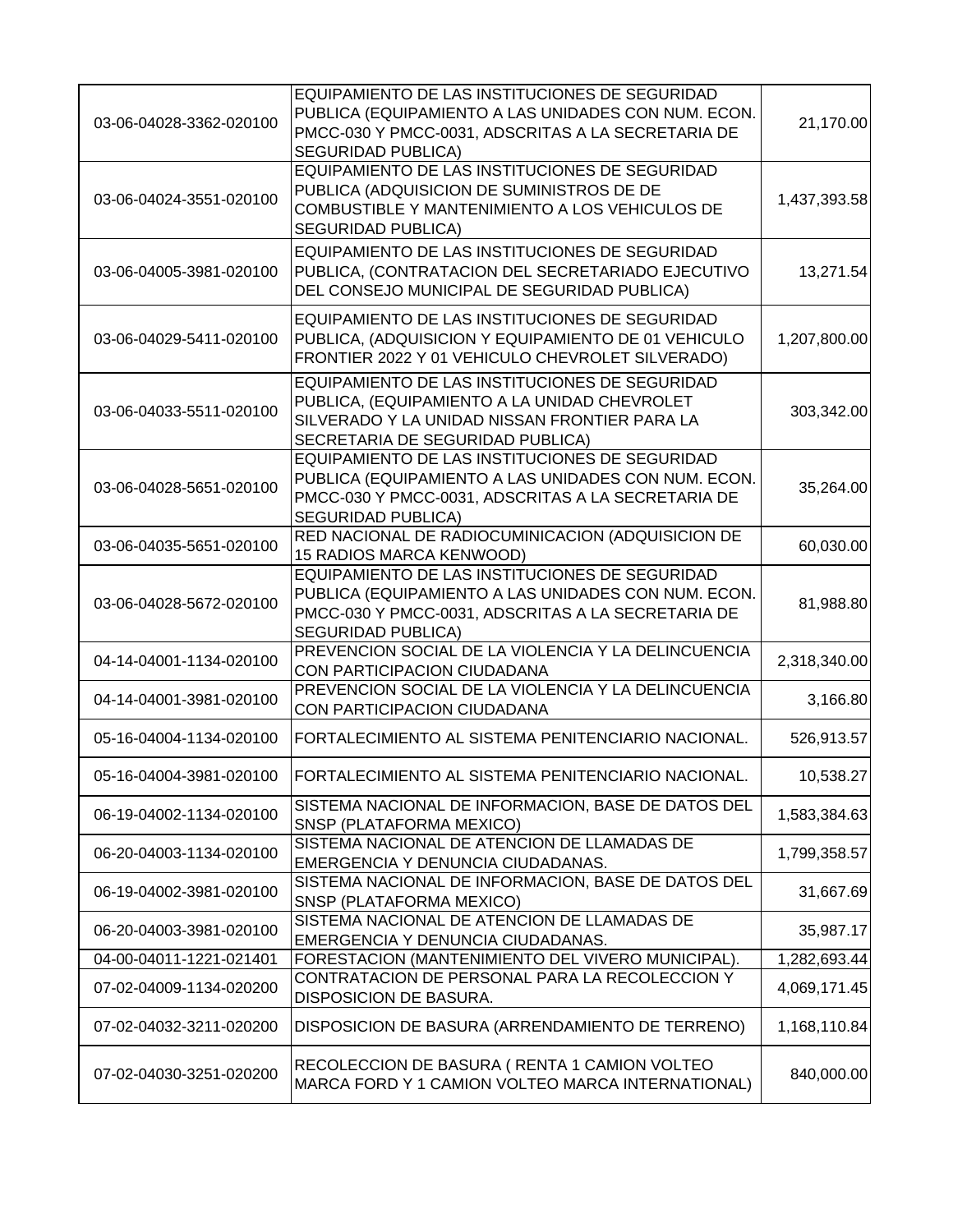| | | |
|---|---|---|
| 03-06-04028-3362-020100 | EQUIPAMIENTO DE LAS INSTITUCIONES DE SEGURIDAD PUBLICA (EQUIPAMIENTO A LAS UNIDADES CON NUM. ECON. PMCC-030 Y PMCC-0031, ADSCRITAS A LA SECRETARIA DE SEGURIDAD PUBLICA) | 21,170.00 |
| 03-06-04024-3551-020100 | EQUIPAMIENTO DE LAS INSTITUCIONES DE SEGURIDAD PUBLICA (ADQUISICION DE SUMINISTROS DE DE COMBUSTIBLE Y MANTENIMIENTO A LOS VEHICULOS DE SEGURIDAD PUBLICA) | 1,437,393.58 |
| 03-06-04005-3981-020100 | EQUIPAMIENTO DE LAS INSTITUCIONES DE SEGURIDAD PUBLICA, (CONTRATACION DEL SECRETARIADO EJECUTIVO DEL CONSEJO MUNICIPAL DE SEGURIDAD PUBLICA) | 13,271.54 |
| 03-06-04029-5411-020100 | EQUIPAMIENTO DE LAS INSTITUCIONES DE SEGURIDAD PUBLICA, (ADQUISICION Y EQUIPAMIENTO DE 01 VEHICULO FRONTIER 2022 Y 01 VEHICULO CHEVROLET SILVERADO) | 1,207,800.00 |
| 03-06-04033-5511-020100 | EQUIPAMIENTO DE LAS INSTITUCIONES DE SEGURIDAD PUBLICA, (EQUIPAMIENTO A LA UNIDAD CHEVROLET SILVERADO Y LA UNIDAD NISSAN FRONTIER PARA LA SECRETARIA DE SEGURIDAD PUBLICA) | 303,342.00 |
| 03-06-04028-5651-020100 | EQUIPAMIENTO DE LAS INSTITUCIONES DE SEGURIDAD PUBLICA (EQUIPAMIENTO A LAS UNIDADES CON NUM. ECON. PMCC-030 Y PMCC-0031, ADSCRITAS A LA SECRETARIA DE SEGURIDAD PUBLICA) | 35,264.00 |
| 03-06-04035-5651-020100 | RED NACIONAL DE RADIOCUMINICACION (ADQUISICION DE 15 RADIOS MARCA KENWOOD) | 60,030.00 |
| 03-06-04028-5672-020100 | EQUIPAMIENTO DE LAS INSTITUCIONES DE SEGURIDAD PUBLICA (EQUIPAMIENTO A LAS UNIDADES CON NUM. ECON. PMCC-030 Y PMCC-0031, ADSCRITAS A LA SECRETARIA DE SEGURIDAD PUBLICA) | 81,988.80 |
| 04-14-04001-1134-020100 | PREVENCION SOCIAL DE LA VIOLENCIA Y LA DELINCUENCIA CON PARTICIPACION CIUDADANA | 2,318,340.00 |
| 04-14-04001-3981-020100 | PREVENCION SOCIAL DE LA VIOLENCIA Y LA DELINCUENCIA CON PARTICIPACION CIUDADANA | 3,166.80 |
| 05-16-04004-1134-020100 | FORTALECIMIENTO AL SISTEMA PENITENCIARIO NACIONAL. | 526,913.57 |
| 05-16-04004-3981-020100 | FORTALECIMIENTO AL SISTEMA PENITENCIARIO NACIONAL. | 10,538.27 |
| 06-19-04002-1134-020100 | SISTEMA NACIONAL DE INFORMACION, BASE DE DATOS DEL SNSP (PLATAFORMA MEXICO) | 1,583,384.63 |
| 06-20-04003-1134-020100 | SISTEMA NACIONAL DE ATENCION DE LLAMADAS DE EMERGENCIA Y DENUNCIA CIUDADANAS. | 1,799,358.57 |
| 06-19-04002-3981-020100 | SISTEMA NACIONAL DE INFORMACION, BASE DE DATOS DEL SNSP (PLATAFORMA MEXICO) | 31,667.69 |
| 06-20-04003-3981-020100 | SISTEMA NACIONAL DE ATENCION DE LLAMADAS DE EMERGENCIA Y DENUNCIA CIUDADANAS. | 35,987.17 |
| 04-00-04011-1221-021401 | FORESTACION (MANTENIMIENTO DEL VIVERO MUNICIPAL). | 1,282,693.44 |
| 07-02-04009-1134-020200 | CONTRATACION DE PERSONAL PARA LA RECOLECCION Y DISPOSICION DE BASURA. | 4,069,171.45 |
| 07-02-04032-3211-020200 | DISPOSICION DE BASURA (ARRENDAMIENTO DE TERRENO) | 1,168,110.84 |
| 07-02-04030-3251-020200 | RECOLECCION DE BASURA ( RENTA 1 CAMION VOLTEO MARCA FORD Y 1 CAMION VOLTEO MARCA INTERNATIONAL) | 840,000.00 |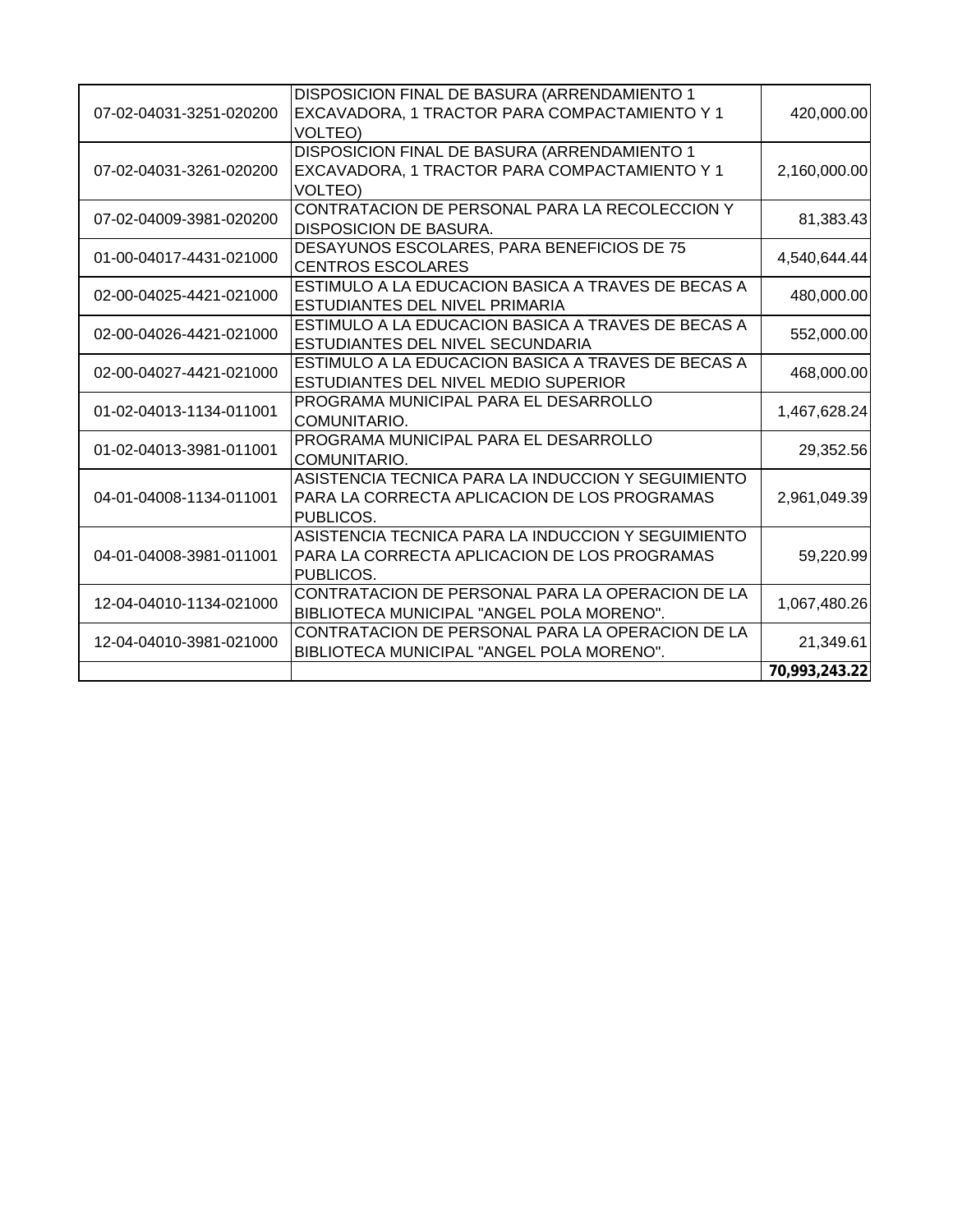| | | |
|---|---|---|
| 07-02-04031-3251-020200 | DISPOSICION FINAL DE BASURA (ARRENDAMIENTO 1 EXCAVADORA, 1 TRACTOR PARA COMPACTAMIENTO Y 1 VOLTEO) | 420,000.00 |
| 07-02-04031-3261-020200 | DISPOSICION FINAL DE BASURA (ARRENDAMIENTO 1 EXCAVADORA, 1 TRACTOR PARA COMPACTAMIENTO Y 1 VOLTEO) | 2,160,000.00 |
| 07-02-04009-3981-020200 | CONTRATACION DE PERSONAL PARA LA RECOLECCION Y DISPOSICION DE BASURA. | 81,383.43 |
| 01-00-04017-4431-021000 | DESAYUNOS ESCOLARES, PARA BENEFICIOS DE 75 CENTROS ESCOLARES | 4,540,644.44 |
| 02-00-04025-4421-021000 | ESTIMULO A LA EDUCACION BASICA A TRAVES DE BECAS A ESTUDIANTES DEL NIVEL PRIMARIA | 480,000.00 |
| 02-00-04026-4421-021000 | ESTIMULO A LA EDUCACION BASICA A TRAVES DE BECAS A ESTUDIANTES DEL NIVEL SECUNDARIA | 552,000.00 |
| 02-00-04027-4421-021000 | ESTIMULO A LA EDUCACION BASICA A TRAVES DE BECAS A ESTUDIANTES DEL NIVEL MEDIO SUPERIOR | 468,000.00 |
| 01-02-04013-1134-011001 | PROGRAMA MUNICIPAL PARA EL DESARROLLO COMUNITARIO. | 1,467,628.24 |
| 01-02-04013-3981-011001 | PROGRAMA MUNICIPAL PARA EL DESARROLLO COMUNITARIO. | 29,352.56 |
| 04-01-04008-1134-011001 | ASISTENCIA TECNICA PARA LA INDUCCION Y SEGUIMIENTO PARA LA CORRECTA APLICACION DE LOS PROGRAMAS PUBLICOS. | 2,961,049.39 |
| 04-01-04008-3981-011001 | ASISTENCIA TECNICA PARA LA INDUCCION Y SEGUIMIENTO PARA LA CORRECTA APLICACION DE LOS PROGRAMAS PUBLICOS. | 59,220.99 |
| 12-04-04010-1134-021000 | CONTRATACION DE PERSONAL PARA LA OPERACION DE LA BIBLIOTECA MUNICIPAL "ANGEL POLA MORENO". | 1,067,480.26 |
| 12-04-04010-3981-021000 | CONTRATACION DE PERSONAL PARA LA OPERACION DE LA BIBLIOTECA MUNICIPAL "ANGEL POLA MORENO". | 21,349.61 |
| | | **70,993,243.22** |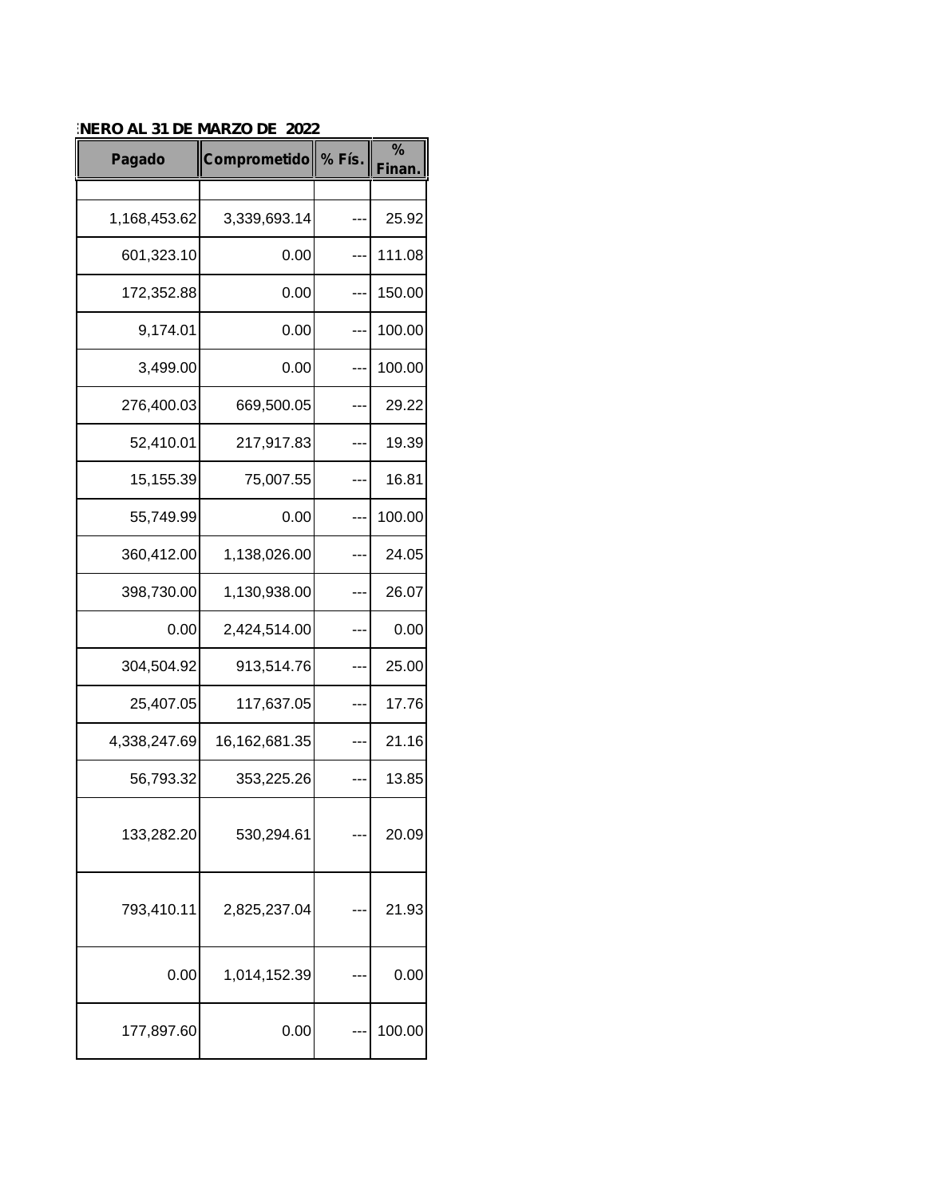ENERO AL 31 DE MARZO DE 2022

| Pagado | Comprometido | % Fís. | % Finan. |
|---|---|---|---|
| | | | |
| 1,168,453.62 | 3,339,693.14 | --- | 25.92 |
| 601,323.10 | 0.00 | --- | 111.08 |
| 172,352.88 | 0.00 | --- | 150.00 |
| 9,174.01 | 0.00 | --- | 100.00 |
| 3,499.00 | 0.00 | --- | 100.00 |
| 276,400.03 | 669,500.05 | --- | 29.22 |
| 52,410.01 | 217,917.83 | --- | 19.39 |
| 15,155.39 | 75,007.55 | --- | 16.81 |
| 55,749.99 | 0.00 | --- | 100.00 |
| 360,412.00 | 1,138,026.00 | --- | 24.05 |
| 398,730.00 | 1,130,938.00 | --- | 26.07 |
| 0.00 | 2,424,514.00 | --- | 0.00 |
| 304,504.92 | 913,514.76 | --- | 25.00 |
| 25,407.05 | 117,637.05 | --- | 17.76 |
| 4,338,247.69 | 16,162,681.35 | --- | 21.16 |
| 56,793.32 | 353,225.26 | --- | 13.85 |
| 133,282.20 | 530,294.61 | --- | 20.09 |
| 793,410.11 | 2,825,237.04 | --- | 21.93 |
| 0.00 | 1,014,152.39 | --- | 0.00 |
| 177,897.60 | 0.00 | --- | 100.00 |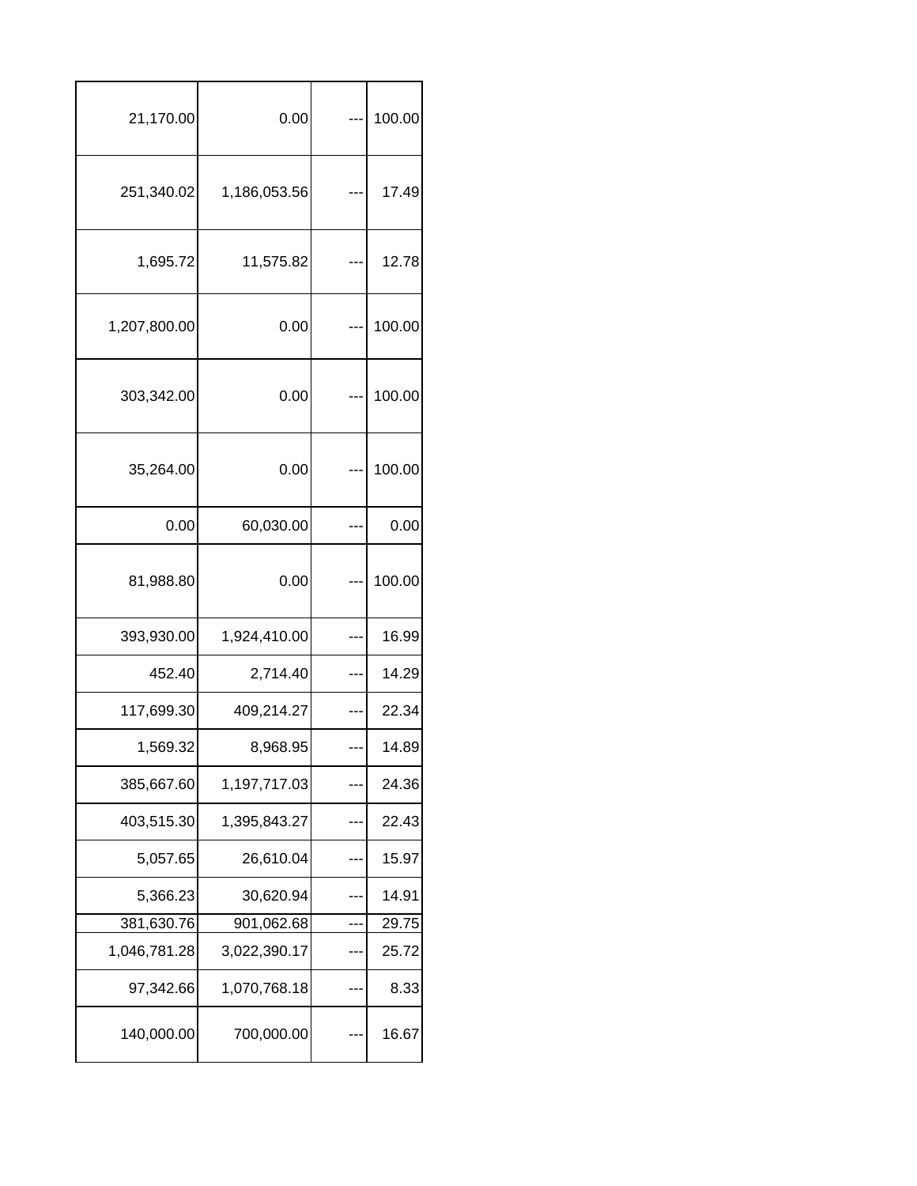| | | | |
|---|---|---|---|
| 21,170.00 | 0.00 | --- | 100.00 |
| 251,340.02 | 1,186,053.56 | --- | 17.49 |
| 1,695.72 | 11,575.82 | --- | 12.78 |
| 1,207,800.00 | 0.00 | --- | 100.00 |
| 303,342.00 | 0.00 | --- | 100.00 |
| 35,264.00 | 0.00 | --- | 100.00 |
| 0.00 | 60,030.00 | --- | 0.00 |
| 81,988.80 | 0.00 | --- | 100.00 |
| 393,930.00 | 1,924,410.00 | --- | 16.99 |
| 452.40 | 2,714.40 | --- | 14.29 |
| 117,699.30 | 409,214.27 | --- | 22.34 |
| 1,569.32 | 8,968.95 | --- | 14.89 |
| 385,667.60 | 1,197,717.03 | --- | 24.36 |
| 403,515.30 | 1,395,843.27 | --- | 22.43 |
| 5,057.65 | 26,610.04 | --- | 15.97 |
| 5,366.23 | 30,620.94 | --- | 14.91 |
| 381,630.76 | 901,062.68 | --- | 29.75 |
| 1,046,781.28 | 3,022,390.17 | --- | 25.72 |
| 97,342.66 | 1,070,768.18 | --- | 8.33 |
| 140,000.00 | 700,000.00 | --- | 16.67 |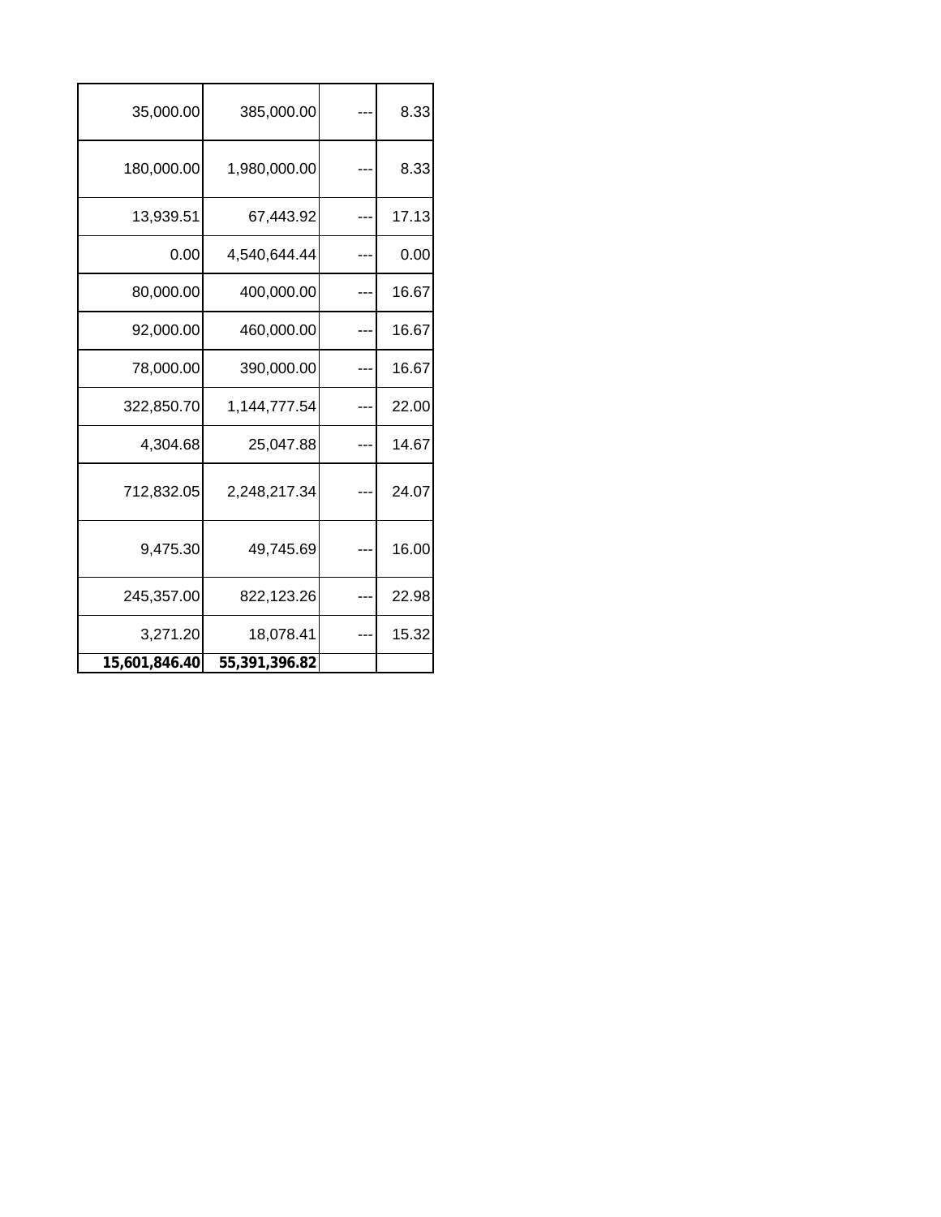| | | | |
|---|---|---|---|
| 35,000.00 | 385,000.00 | --- | 8.33 |
| 180,000.00 | 1,980,000.00 | --- | 8.33 |
| 13,939.51 | 67,443.92 | --- | 17.13 |
| 0.00 | 4,540,644.44 | --- | 0.00 |
| 80,000.00 | 400,000.00 | --- | 16.67 |
| 92,000.00 | 460,000.00 | --- | 16.67 |
| 78,000.00 | 390,000.00 | --- | 16.67 |
| 322,850.70 | 1,144,777.54 | --- | 22.00 |
| 4,304.68 | 25,047.88 | --- | 14.67 |
| 712,832.05 | 2,248,217.34 | --- | 24.07 |
| 9,475.30 | 49,745.69 | --- | 16.00 |
| 245,357.00 | 822,123.26 | --- | 22.98 |
| 3,271.20 | 18,078.41 | --- | 15.32 |
| **15,601,846.40** | **55,391,396.82** | | |